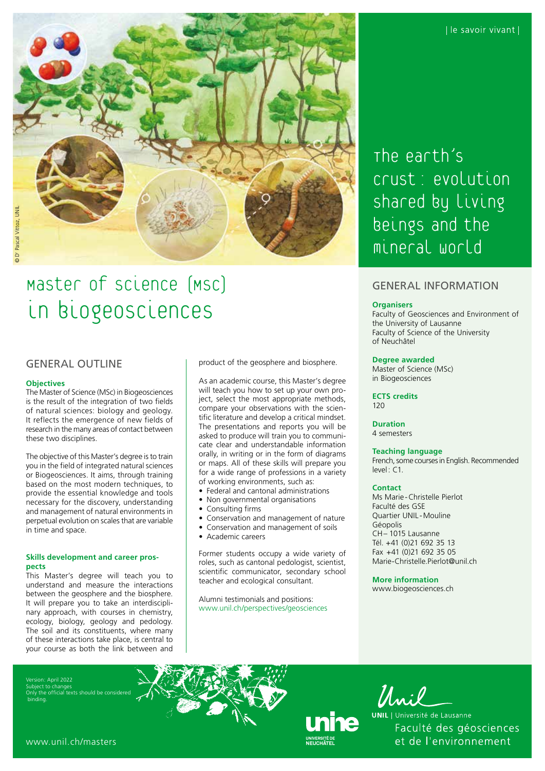| le savoir vivant |

# Master of Science (MSc) in Biogeosciences

## The earth's crust : evolution shared by living beings and the mineral world

© Dr Pascal Vittoz, UNIL

## GENERAL OUTLINE

**Objectives**

The Master of Science (MSc) in Biogeosciences is the result of the integration of two fields of natural sciences: biology and geology. It reflects the emergence of new fields of research in the many areas of contact between these two disciplines.

The objective of this Master's degree is to train you in the field of integrated natural sciences or Biogeosciences. It aims, through training based on the most modern techniques, to provide the essential knowledge and tools necessary for the discovery, understanding and management of natural environments in perpetual evolution on scales that are variable in time and space.

**Skills development and career prospects**

This Master's degree will teach you to understand and measure the interactions between the geosphere and the biosphere. It will prepare you to take an interdisciplinary approach, with courses in chemistry, ecology, biology, geology and pedology. The soil and its constituents, where many of these interactions take place, is central to your course as both the link between and product of the geosphere and biosphere.

As an academic course, this Master's degree will teach you how to set up your own project, select the most appropriate methods, compare your observations with the scientific literature and develop a critical mindset. The presentations and reports you will be asked to produce will train you to communicate clear and understandable information orally, in writing or in the form of diagrams or maps. All of these skills will prepare you for a wide range of professions in a variety of working environments, such as:

- Federal and cantonal administrations
- Non governmental organisations
- Consulting firms
- Conservation and management of nature
- Conservation and management of soils
- Academic careers

Former students occupy a wide variety of roles, such as cantonal pedologist, scientist, scientific communicator, secondary school teacher and ecological consultant.

Alumni testimonials and positions:
www.unil.ch/perspectives/geosciences

## GENERAL INFORMATION

**Organisers**
Faculty of Geosciences and Environment of the University of Lausanne
Faculty of Science of the University of Neuchâtel

**Degree awarded**
Master of Science (MSc) in Biogeosciences

**ECTS credits**
120

**Duration**
4 semesters

**Teaching language**
French, some courses in English. Recommended level : C1.

**Contact**
Ms Marie-Christelle Pierlot
Faculté des GSE
Quartier UNIL-Mouline
Géopolis
CH– 1015 Lausanne
Tél. +41 (0)21 692 35 13
Fax +41 (0)21 692 35 05
Marie-Christelle.Pierlot@unil.ch

**More information**
www.biogeosciences.ch

Version: April 2022
Subject to changes
Only the official texts should be considered binding.

www.unil.ch/masters

unine – Université de Neuchâtel

UNIL | Université de Lausanne
Faculté des géosciences et de l'environnement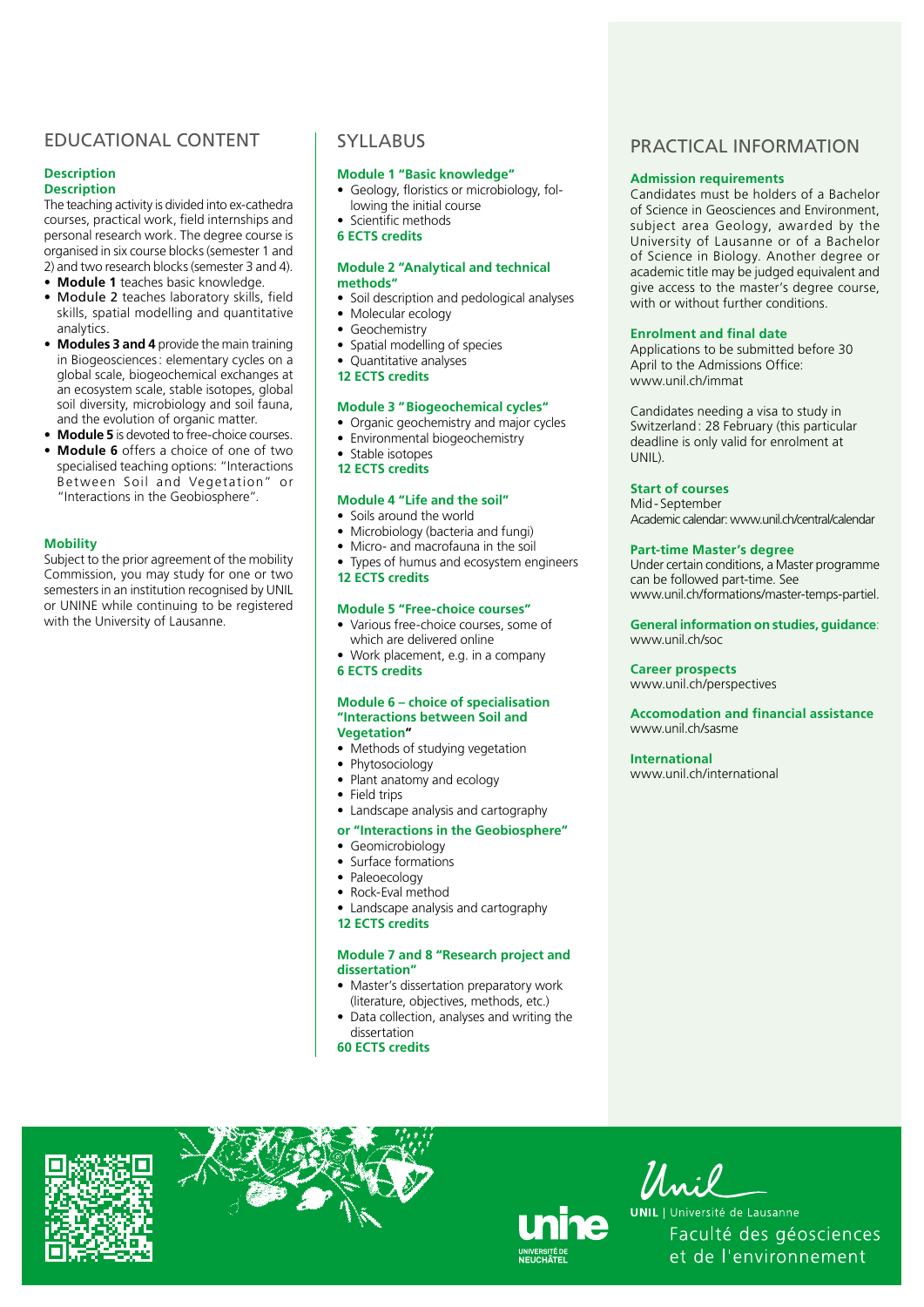## EDUCATIONAL CONTENT

### Description

### Description

The teaching activity is divided into ex-cathedra courses, practical work, field internships and personal research work. The degree course is organised in six course blocks (semester 1 and 2) and two research blocks (semester 3 and 4).

- **Module 1** teaches basic knowledge.
- Module 2 teaches laboratory skills, field skills, spatial modelling and quantitative analytics.
- **Modules 3 and 4** provide the main training in Biogeosciences: elementary cycles on a global scale, biogeochemical exchanges at an ecosystem scale, stable isotopes, global soil diversity, microbiology and soil fauna, and the evolution of organic matter.
- **Module 5** is devoted to free-choice courses.
- **Module 6** offers a choice of one of two specialised teaching options: "Interactions Between Soil and Vegetation" or "Interactions in the Geobiosphere".

### Mobility

Subject to the prior agreement of the mobility Commission, you may study for one or two semesters in an institution recognised by UNIL or UNINE while continuing to be registered with the University of Lausanne.

## SYLLABUS

### Module 1 "Basic knowledge"

- Geology, floristics or microbiology, following the initial course
- Scientific methods

**6 ECTS credits**

### Module 2 "Analytical and technical methods"

- Soil description and pedological analyses
- Molecular ecology
- Geochemistry
- Spatial modelling of species
- Quantitative analyses

**12 ECTS credits**

### Module 3 "Biogeochemical cycles"

- Organic geochemistry and major cycles
- Environmental biogeochemistry
- Stable isotopes

**12 ECTS credits**

### Module 4 "Life and the soil"

- Soils around the world
- Microbiology (bacteria and fungi)
- Micro- and macrofauna in the soil
- Types of humus and ecosystem engineers

**12 ECTS credits**

### Module 5 "Free-choice courses"

- Various free-choice courses, some of which are delivered online
- Work placement, e.g. in a company

**6 ECTS credits**

### Module 6 – choice of specialisation "Interactions between Soil and Vegetation"

- Methods of studying vegetation
- Phytosociology
- Plant anatomy and ecology
- Field trips
- Landscape analysis and cartography

**or "Interactions in the Geobiosphere"**

- Geomicrobiology
- Surface formations
- Paleoecology
- Rock-Eval method
- Landscape analysis and cartography

**12 ECTS credits**

### Module 7 and 8 "Research project and dissertation"

- Master's dissertation preparatory work (literature, objectives, methods, etc.)
- Data collection, analyses and writing the dissertation

**60 ECTS credits**

## PRACTICAL INFORMATION

### Admission requirements

Candidates must be holders of a Bachelor of Science in Geosciences and Environment, subject area Geology, awarded by the University of Lausanne or of a Bachelor of Science in Biology. Another degree or academic title may be judged equivalent and give access to the master's degree course, with or without further conditions.

### Enrolment and final date

Applications to be submitted before 30 April to the Admissions Office: www.unil.ch/immat

Candidates needing a visa to study in Switzerland: 28 February (this particular deadline is only valid for enrolment at UNIL).

### Start of courses

Mid-September
Academic calendar: www.unil.ch/central/calendar

### Part-time Master's degree

Under certain conditions, a Master programme can be followed part-time. See www.unil.ch/formations/master-temps-partiel.

### General information on studies, guidance:

www.unil.ch/soc

### Career prospects

www.unil.ch/perspectives

### Accomodation and financial assistance

www.unil.ch/sasme

### International

www.unil.ch/international

unine UNIVERSITÉ DE NEUCHÂTEL

Unil
UNIL | Université de Lausanne
Faculté des géosciences et de l'environnement